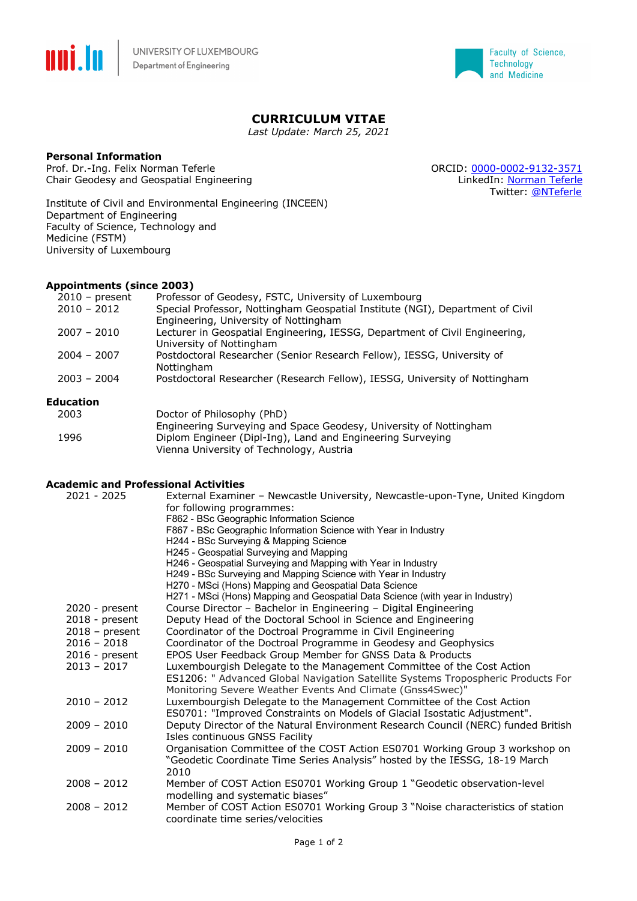UNIVERSITY OF LUXEMBOURG
Department of Engineering

Faculty of Science, Technology and Medicine

# CURRICULUM VITAE

*Last Update: March 25, 2021*

## Personal Information

Prof. Dr.-Ing. Felix Norman Teferle
Chair Geodesy and Geospatial Engineering

ORCID: 0000-0002-9132-3571
LinkedIn: Norman Teferle
Twitter: @NTeferle

Institute of Civil and Environmental Engineering (INCEEN)
Department of Engineering
Faculty of Science, Technology and Medicine (FSTM)
University of Luxembourg

## Appointments (since 2003)

| | |
|---|---|
| 2010 – present | Professor of Geodesy, FSTC, University of Luxembourg |
| 2010 – 2012 | Special Professor, Nottingham Geospatial Institute (NGI), Department of Civil Engineering, University of Nottingham |
| 2007 – 2010 | Lecturer in Geospatial Engineering, IESSG, Department of Civil Engineering, University of Nottingham |
| 2004 – 2007 | Postdoctoral Researcher (Senior Research Fellow), IESSG, University of Nottingham |
| 2003 – 2004 | Postdoctoral Researcher (Research Fellow), IESSG, University of Nottingham |

## Education

| | |
|---|---|
| 2003 | Doctor of Philosophy (PhD)<br>Engineering Surveying and Space Geodesy, University of Nottingham |
| 1996 | Diplom Engineer (Dipl-Ing), Land and Engineering Surveying<br>Vienna University of Technology, Austria |

## Academic and Professional Activities

| | |
|---|---|
| 2021 - 2025 | External Examiner – Newcastle University, Newcastle-upon-Tyne, United Kingdom for following programmes:<br>F862 - BSc Geographic Information Science<br>F867 - BSc Geographic Information Science with Year in Industry<br>H244 - BSc Surveying & Mapping Science<br>H245 - Geospatial Surveying and Mapping<br>H246 - Geospatial Surveying and Mapping with Year in Industry<br>H249 - BSc Surveying and Mapping Science with Year in Industry<br>H270 - MSci (Hons) Mapping and Geospatial Data Science<br>H271 - MSci (Hons) Mapping and Geospatial Data Science (with year in Industry) |
| 2020 - present | Course Director – Bachelor in Engineering – Digital Engineering |
| 2018 - present | Deputy Head of the Doctoral School in Science and Engineering |
| 2018 – present | Coordinator of the Doctroal Programme in Civil Engineering |
| 2016 – 2018 | Coordinator of the Doctoral Programme in Geodesy and Geophysics |
| 2016 - present | EPOS User Feedback Group Member for GNSS Data & Products |
| 2013 – 2017 | Luxembourgish Delegate to the Management Committee of the Cost Action ES1206: " Advanced Global Navigation Satellite Systems Tropospheric Products For Monitoring Severe Weather Events And Climate (Gnss4Swec)" |
| 2010 – 2012 | Luxembourgish Delegate to the Management Committee of the Cost Action ES0701: "Improved Constraints on Models of Glacial Isostatic Adjustment". |
| 2009 – 2010 | Deputy Director of the Natural Environment Research Council (NERC) funded British Isles continuous GNSS Facility |
| 2009 – 2010 | Organisation Committee of the COST Action ES0701 Working Group 3 workshop on "Geodetic Coordinate Time Series Analysis" hosted by the IESSG, 18-19 March 2010 |
| 2008 – 2012 | Member of COST Action ES0701 Working Group 1 "Geodetic observation-level modelling and systematic biases" |
| 2008 – 2012 | Member of COST Action ES0701 Working Group 3 "Noise characteristics of station coordinate time series/velocities |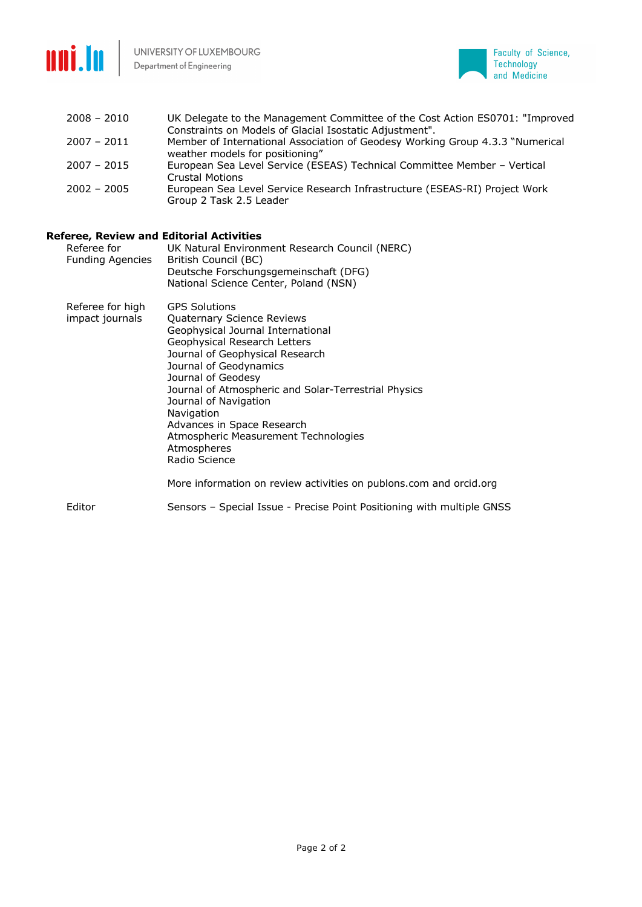| | |
|---|---|
| 2008 – 2010 | UK Delegate to the Management Committee of the Cost Action ES0701: "Improved Constraints on Models of Glacial Isostatic Adjustment". |
| 2007 – 2011 | Member of International Association of Geodesy Working Group 4.3.3 "Numerical weather models for positioning" |
| 2007 – 2015 | European Sea Level Service (ESEAS) Technical Committee Member – Vertical Crustal Motions |
| 2002 – 2005 | European Sea Level Service Research Infrastructure (ESEAS-RI) Project Work Group 2 Task 2.5 Leader |

**Referee, Review and Editorial Activities**

| | |
|---|---|
| Referee for Funding Agencies | UK Natural Environment Research Council (NERC)<br>British Council (BC)<br>Deutsche Forschungsgemeinschaft (DFG)<br>National Science Center, Poland (NSN) |
| Referee for high impact journals | GPS Solutions<br>Quaternary Science Reviews<br>Geophysical Journal International<br>Geophysical Research Letters<br>Journal of Geophysical Research<br>Journal of Geodynamics<br>Journal of Geodesy<br>Journal of Atmospheric and Solar-Terrestrial Physics<br>Journal of Navigation<br>Navigation<br>Advances in Space Research<br>Atmospheric Measurement Technologies<br>Atmospheres<br>Radio Science |
| | More information on review activities on publons.com and orcid.org |
| Editor | Sensors – Special Issue - Precise Point Positioning with multiple GNSS |